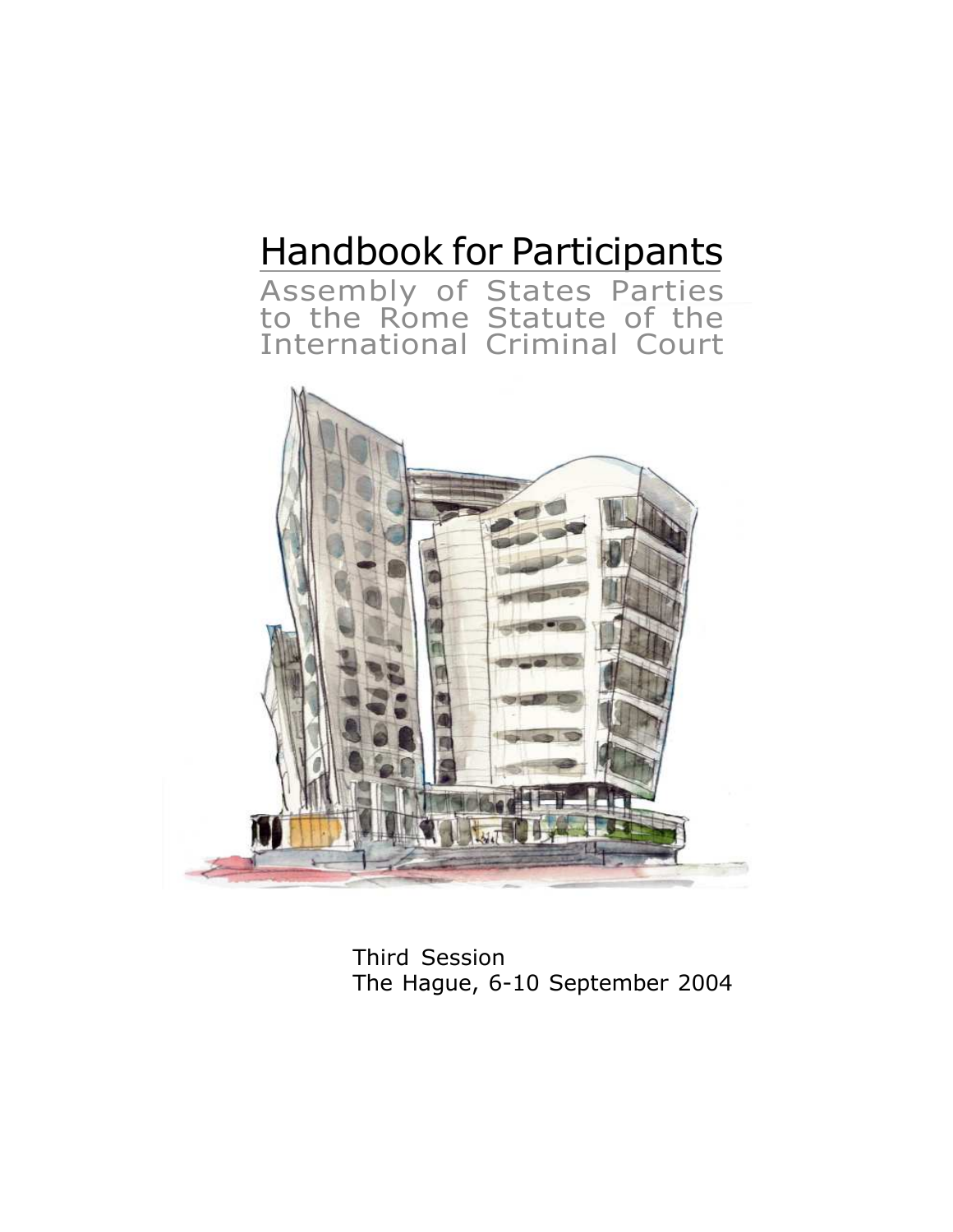# Handbook for Participants

Assembly of States Parties to the Rome Statute of the International Criminal Court

Third Session

The Hague, 6-10 September 2004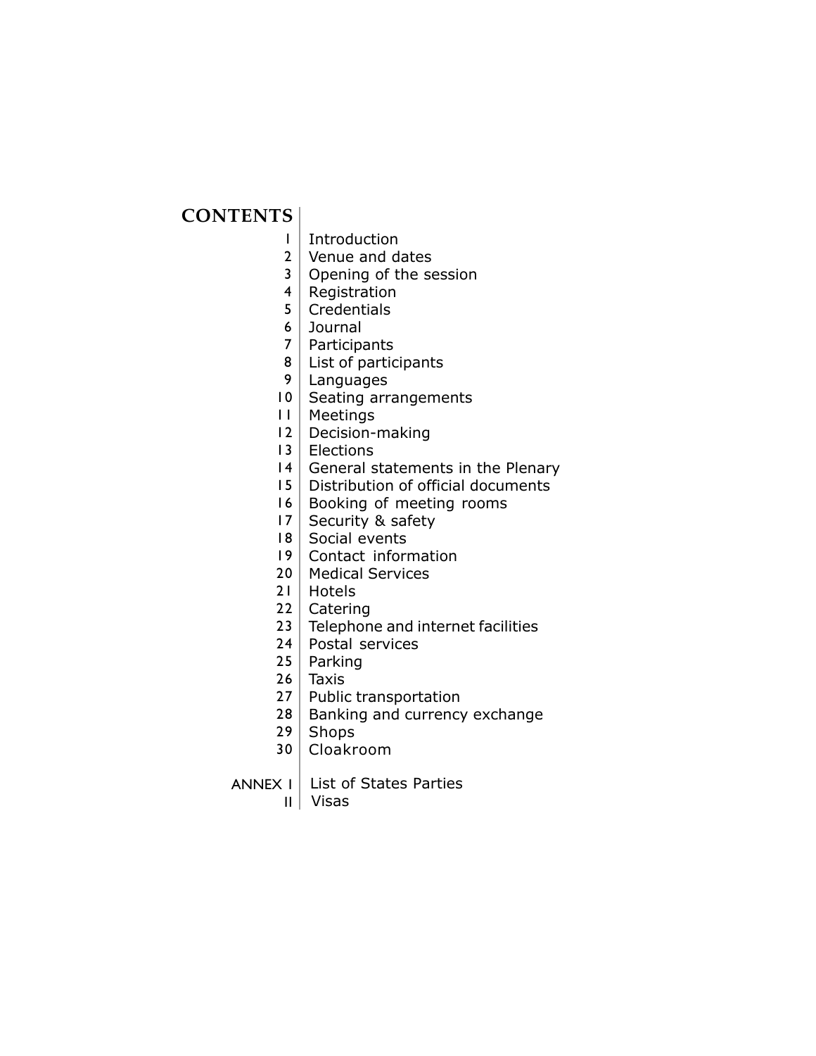# CONTENTS

1 | Introduction
2 | Venue and dates
3 | Opening of the session
4 | Registration
5 | Credentials
6 | Journal
7 | Participants
8 | List of participants
9 | Languages
10 | Seating arrangements
11 | Meetings
12 | Decision-making
13 | Elections
14 | General statements in the Plenary
15 | Distribution of official documents
16 | Booking of meeting rooms
17 | Security & safety
18 | Social events
19 | Contact information
20 | Medical Services
21 | Hotels
22 | Catering
23 | Telephone and internet facilities
24 | Postal services
25 | Parking
26 | Taxis
27 | Public transportation
28 | Banking and currency exchange
29 | Shops
30 | Cloakroom

ANNEX I | List of States Parties
II | Visas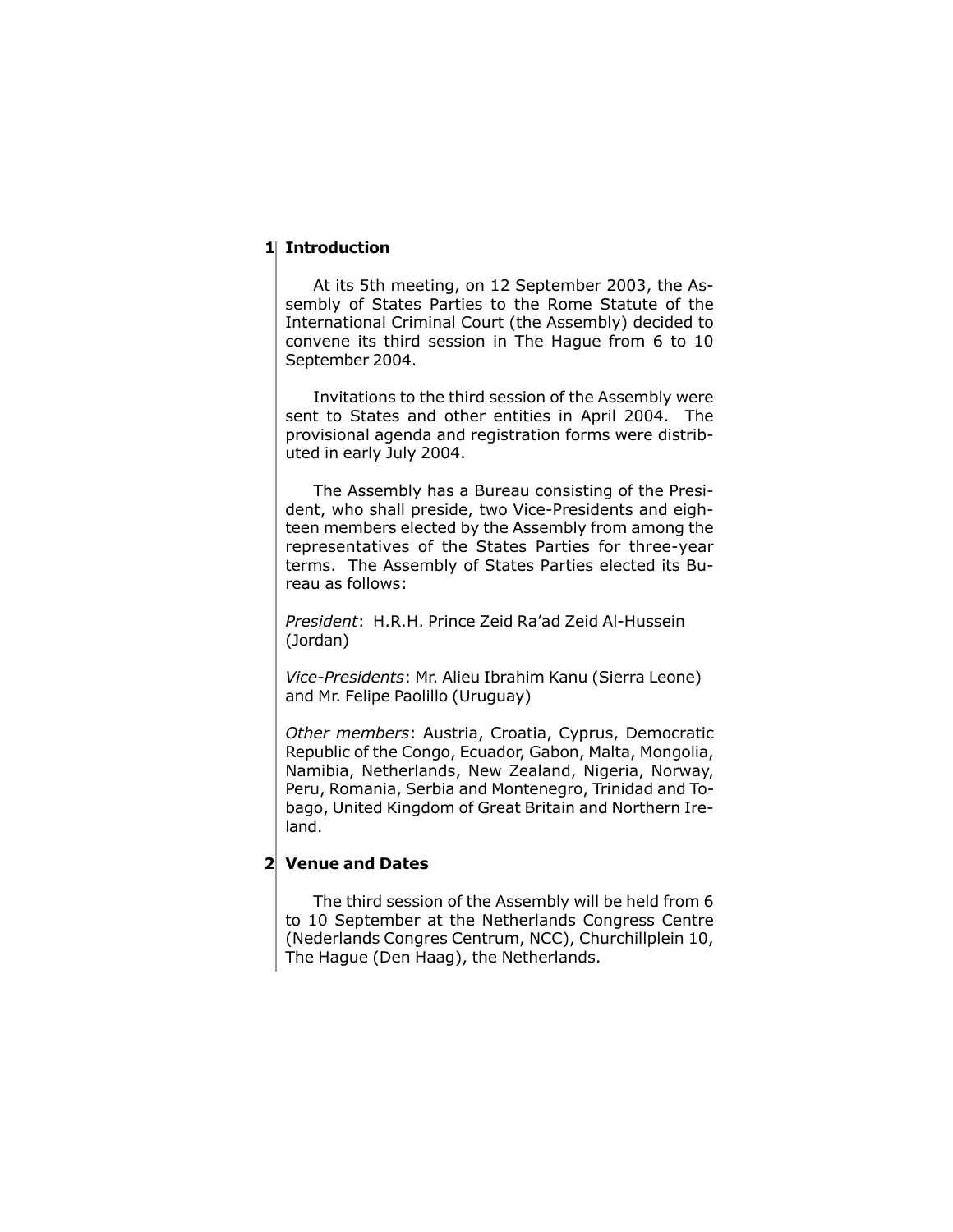## 1 Introduction

At its 5th meeting, on 12 September 2003, the Assembly of States Parties to the Rome Statute of the International Criminal Court (the Assembly) decided to convene its third session in The Hague from 6 to 10 September 2004.

Invitations to the third session of the Assembly were sent to States and other entities in April 2004. The provisional agenda and registration forms were distributed in early July 2004.

The Assembly has a Bureau consisting of the President, who shall preside, two Vice-Presidents and eighteen members elected by the Assembly from among the representatives of the States Parties for three-year terms. The Assembly of States Parties elected its Bureau as follows:

*President*: H.R.H. Prince Zeid Ra'ad Zeid Al-Hussein (Jordan)

*Vice-Presidents*: Mr. Alieu Ibrahim Kanu (Sierra Leone) and Mr. Felipe Paolillo (Uruguay)

*Other members*: Austria, Croatia, Cyprus, Democratic Republic of the Congo, Ecuador, Gabon, Malta, Mongolia, Namibia, Netherlands, New Zealand, Nigeria, Norway, Peru, Romania, Serbia and Montenegro, Trinidad and Tobago, United Kingdom of Great Britain and Northern Ireland.

## 2 Venue and Dates

The third session of the Assembly will be held from 6 to 10 September at the Netherlands Congress Centre (Nederlands Congres Centrum, NCC), Churchillplein 10, The Hague (Den Haag), the Netherlands.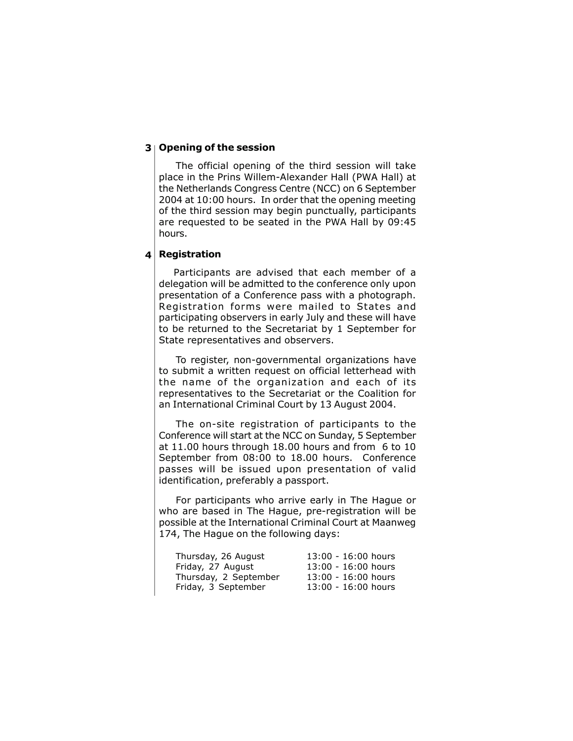## 3 Opening of the session

The official opening of the third session will take place in the Prins Willem-Alexander Hall (PWA Hall) at the Netherlands Congress Centre (NCC) on 6 September 2004 at 10:00 hours. In order that the opening meeting of the third session may begin punctually, participants are requested to be seated in the PWA Hall by 09:45 hours.

## 4 Registration

Participants are advised that each member of a delegation will be admitted to the conference only upon presentation of a Conference pass with a photograph. Registration forms were mailed to States and participating observers in early July and these will have to be returned to the Secretariat by 1 September for State representatives and observers.

To register, non-governmental organizations have to submit a written request on official letterhead with the name of the organization and each of its representatives to the Secretariat or the Coalition for an International Criminal Court by 13 August 2004.

The on-site registration of participants to the Conference will start at the NCC on Sunday, 5 September at 11.00 hours through 18.00 hours and from 6 to 10 September from 08:00 to 18.00 hours. Conference passes will be issued upon presentation of valid identification, preferably a passport.

For participants who arrive early in The Hague or who are based in The Hague, pre-registration will be possible at the International Criminal Court at Maanweg 174, The Hague on the following days:

| | |
|---|---|
| Thursday, 26 August | 13:00 - 16:00 hours |
| Friday, 27 August | 13:00 - 16:00 hours |
| Thursday, 2 September | 13:00 - 16:00 hours |
| Friday, 3 September | 13:00 - 16:00 hours |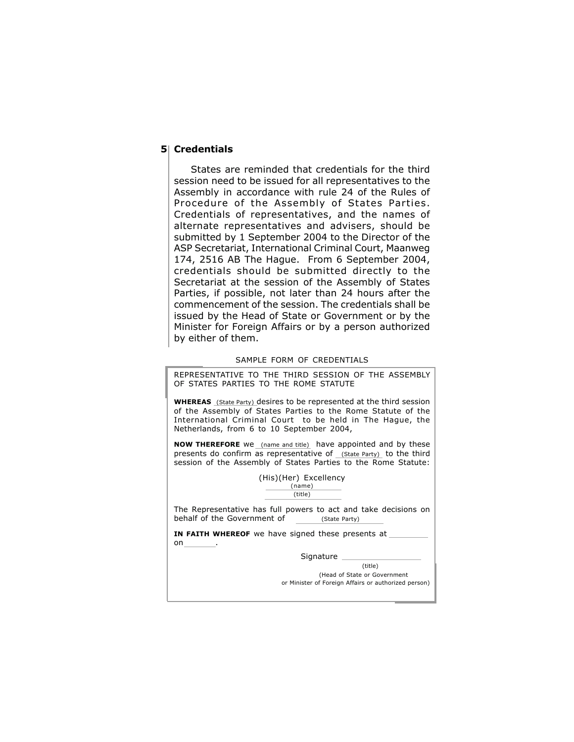## 5 Credentials

States are reminded that credentials for the third session need to be issued for all representatives to the Assembly in accordance with rule 24 of the Rules of Procedure of the Assembly of States Parties. Credentials of representatives, and the names of alternate representatives and advisers, should be submitted by 1 September 2004 to the Director of the ASP Secretariat, International Criminal Court, Maanweg 174, 2516 AB The Hague. From 6 September 2004, credentials should be submitted directly to the Secretariat at the session of the Assembly of States Parties, if possible, not later than 24 hours after the commencement of the session. The credentials shall be issued by the Head of State or Government or by the Minister for Foreign Affairs or by a person authorized by either of them.

SAMPLE FORM OF CREDENTIALS

REPRESENTATIVE TO THE THIRD SESSION OF THE ASSEMBLY OF STATES PARTIES TO THE ROME STATUTE

**WHEREAS** \_(State Party)\_ desires to be represented at the third session of the Assembly of States Parties to the Rome Statute of the International Criminal Court to be held in The Hague, the Netherlands, from 6 to 10 September 2004,

**NOW THEREFORE** we \_(name and title)\_ have appointed and by these presents do confirm as representative of \_(State Party)\_ to the third session of the Assembly of States Parties to the Rome Statute:

(His)(Her) Excellency
\_\_\_\_\_(name)\_\_\_\_\_
\_\_\_\_\_(title)\_\_\_\_\_

The Representative has full powers to act and take decisions on behalf of the Government of \_\_\_\_(State Party)\_\_\_\_

**IN FAITH WHEREOF** we have signed these presents at \_\_\_\_\_\_\_\_ on \_\_\_\_\_\_\_.

Signature \_\_\_\_\_\_\_\_\_\_\_\_\_\_\_\_\_\_
(title)
(Head of State or Government
or Minister of Foreign Affairs or authorized person)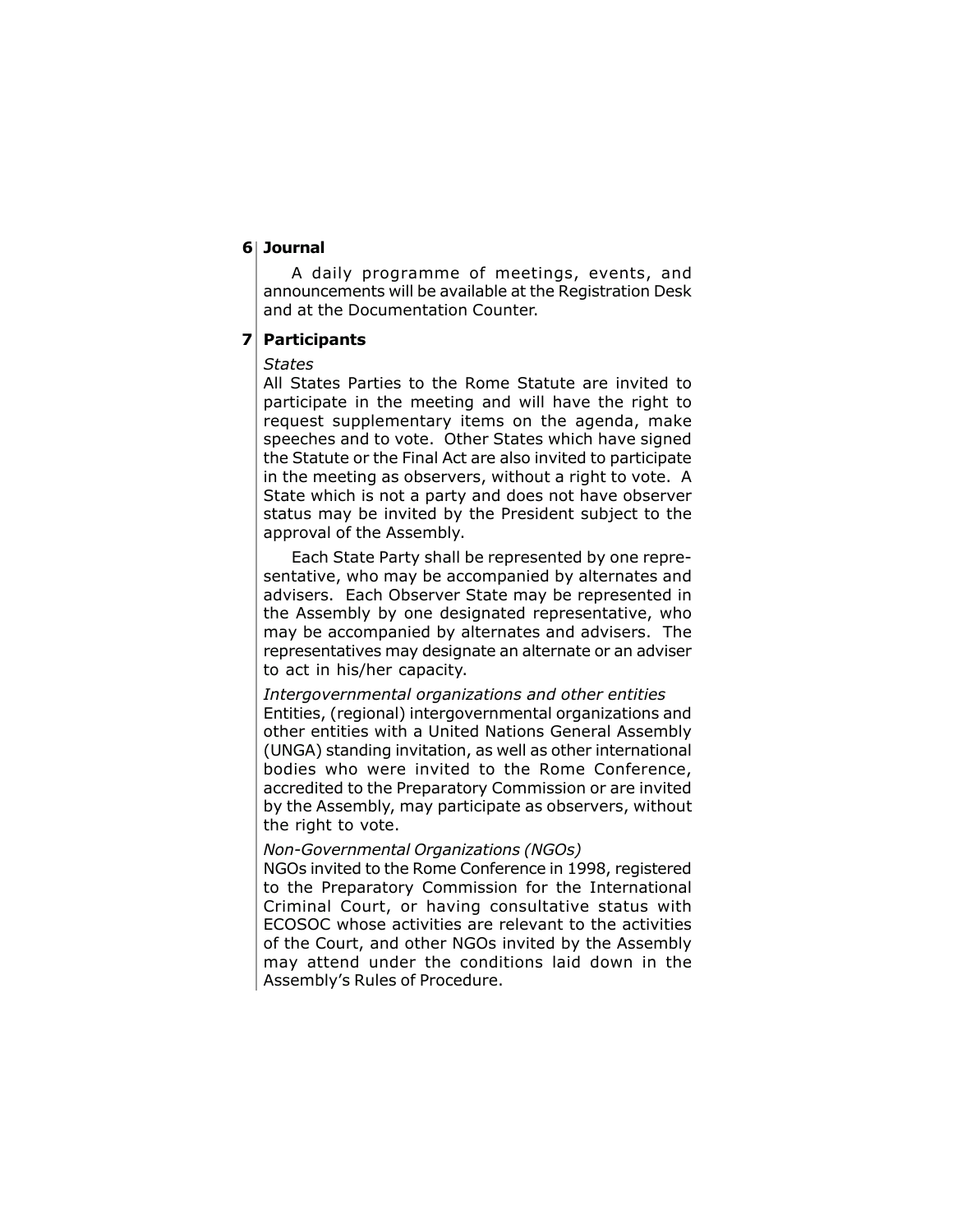## 6 Journal

A daily programme of meetings, events, and announcements will be available at the Registration Desk and at the Documentation Counter.

## 7 Participants

*States*

All States Parties to the Rome Statute are invited to participate in the meeting and will have the right to request supplementary items on the agenda, make speeches and to vote. Other States which have signed the Statute or the Final Act are also invited to participate in the meeting as observers, without a right to vote. A State which is not a party and does not have observer status may be invited by the President subject to the approval of the Assembly.

Each State Party shall be represented by one representative, who may be accompanied by alternates and advisers. Each Observer State may be represented in the Assembly by one designated representative, who may be accompanied by alternates and advisers. The representatives may designate an alternate or an adviser to act in his/her capacity.

*Intergovernmental organizations and other entities*

Entities, (regional) intergovernmental organizations and other entities with a United Nations General Assembly (UNGA) standing invitation, as well as other international bodies who were invited to the Rome Conference, accredited to the Preparatory Commission or are invited by the Assembly, may participate as observers, without the right to vote.

*Non-Governmental Organizations (NGOs)*

NGOs invited to the Rome Conference in 1998, registered to the Preparatory Commission for the International Criminal Court, or having consultative status with ECOSOC whose activities are relevant to the activities of the Court, and other NGOs invited by the Assembly may attend under the conditions laid down in the Assembly's Rules of Procedure.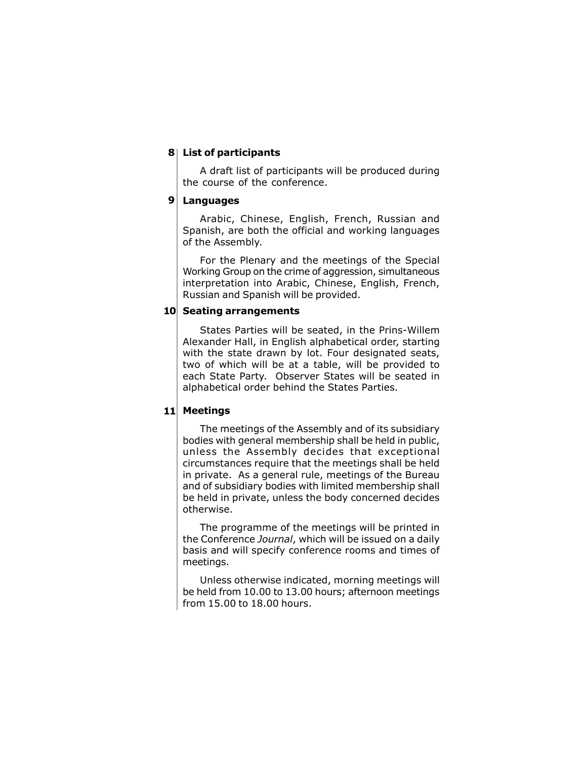## 8 List of participants

A draft list of participants will be produced during the course of the conference.

## 9 Languages

Arabic, Chinese, English, French, Russian and Spanish, are both the official and working languages of the Assembly.

For the Plenary and the meetings of the Special Working Group on the crime of aggression, simultaneous interpretation into Arabic, Chinese, English, French, Russian and Spanish will be provided.

## 10 Seating arrangements

States Parties will be seated, in the Prins-Willem Alexander Hall, in English alphabetical order, starting with the state drawn by lot. Four designated seats, two of which will be at a table, will be provided to each State Party. Observer States will be seated in alphabetical order behind the States Parties.

## 11 Meetings

The meetings of the Assembly and of its subsidiary bodies with general membership shall be held in public, unless the Assembly decides that exceptional circumstances require that the meetings shall be held in private. As a general rule, meetings of the Bureau and of subsidiary bodies with limited membership shall be held in private, unless the body concerned decides otherwise.

The programme of the meetings will be printed in the Conference *Journal*, which will be issued on a daily basis and will specify conference rooms and times of meetings.

Unless otherwise indicated, morning meetings will be held from 10.00 to 13.00 hours; afternoon meetings from 15.00 to 18.00 hours.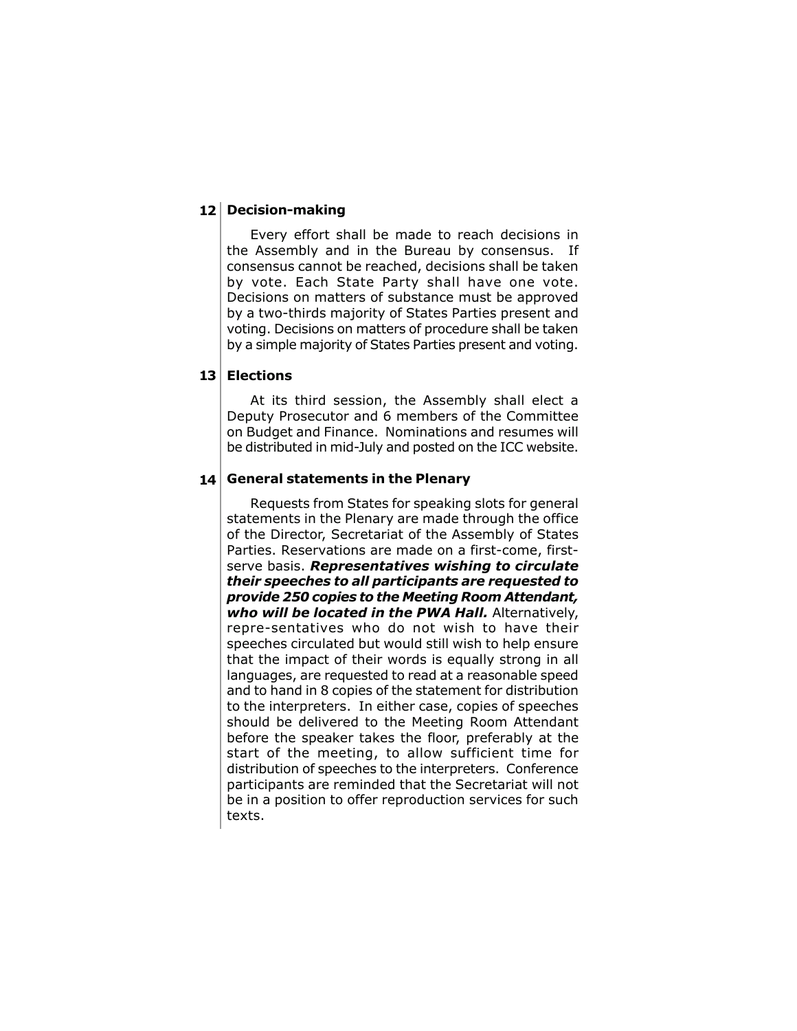## 12 Decision-making

Every effort shall be made to reach decisions in the Assembly and in the Bureau by consensus. If consensus cannot be reached, decisions shall be taken by vote. Each State Party shall have one vote. Decisions on matters of substance must be approved by a two-thirds majority of States Parties present and voting. Decisions on matters of procedure shall be taken by a simple majority of States Parties present and voting.

## 13 Elections

At its third session, the Assembly shall elect a Deputy Prosecutor and 6 members of the Committee on Budget and Finance. Nominations and resumes will be distributed in mid-July and posted on the ICC website.

## 14 General statements in the Plenary

Requests from States for speaking slots for general statements in the Plenary are made through the office of the Director, Secretariat of the Assembly of States Parties. Reservations are made on a first-come, first-serve basis. ***Representatives wishing to circulate their speeches to all participants are requested to provide 250 copies to the Meeting Room Attendant, who will be located in the PWA Hall.*** Alternatively, repre-sentatives who do not wish to have their speeches circulated but would still wish to help ensure that the impact of their words is equally strong in all languages, are requested to read at a reasonable speed and to hand in 8 copies of the statement for distribution to the interpreters. In either case, copies of speeches should be delivered to the Meeting Room Attendant before the speaker takes the floor, preferably at the start of the meeting, to allow sufficient time for distribution of speeches to the interpreters. Conference participants are reminded that the Secretariat will not be in a position to offer reproduction services for such texts.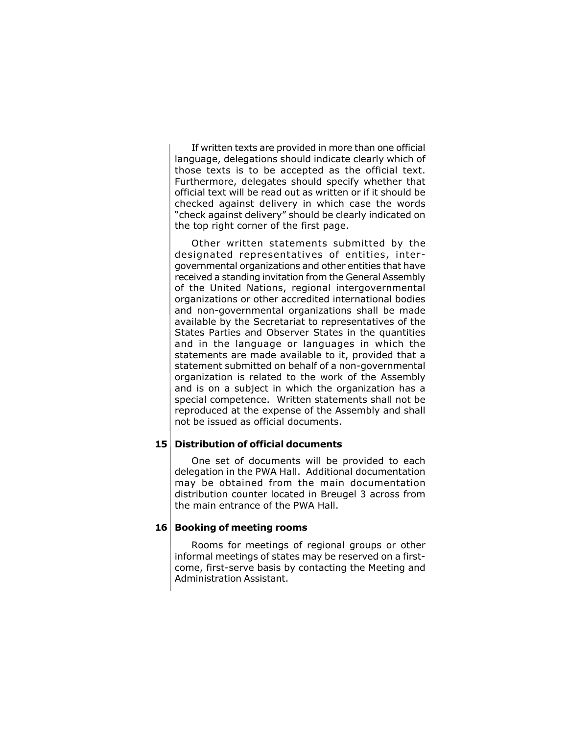If written texts are provided in more than one official language, delegations should indicate clearly which of those texts is to be accepted as the official text. Furthermore, delegates should specify whether that official text will be read out as written or if it should be checked against delivery in which case the words "check against delivery" should be clearly indicated on the top right corner of the first page.

Other written statements submitted by the designated representatives of entities, inter-governmental organizations and other entities that have received a standing invitation from the General Assembly of the United Nations, regional intergovernmental organizations or other accredited international bodies and non-governmental organizations shall be made available by the Secretariat to representatives of the States Parties and Observer States in the quantities and in the language or languages in which the statements are made available to it, provided that a statement submitted on behalf of a non-governmental organization is related to the work of the Assembly and is on a subject in which the organization has a special competence. Written statements shall not be reproduced at the expense of the Assembly and shall not be issued as official documents.

## 15 Distribution of official documents

One set of documents will be provided to each delegation in the PWA Hall. Additional documentation may be obtained from the main documentation distribution counter located in Breugel 3 across from the main entrance of the PWA Hall.

## 16 Booking of meeting rooms

Rooms for meetings of regional groups or other informal meetings of states may be reserved on a first-come, first-serve basis by contacting the Meeting and Administration Assistant.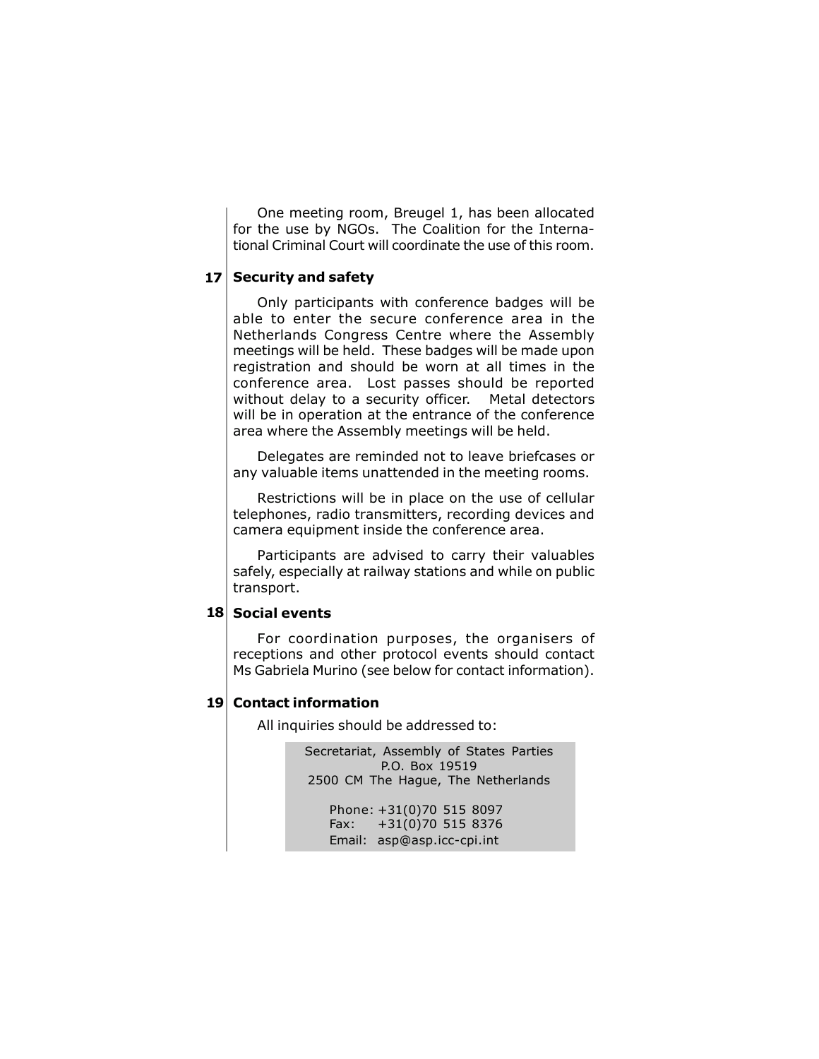One meeting room, Breugel 1, has been allocated for the use by NGOs. The Coalition for the International Criminal Court will coordinate the use of this room.

## 17 Security and safety

Only participants with conference badges will be able to enter the secure conference area in the Netherlands Congress Centre where the Assembly meetings will be held. These badges will be made upon registration and should be worn at all times in the conference area. Lost passes should be reported without delay to a security officer. Metal detectors will be in operation at the entrance of the conference area where the Assembly meetings will be held.

Delegates are reminded not to leave briefcases or any valuable items unattended in the meeting rooms.

Restrictions will be in place on the use of cellular telephones, radio transmitters, recording devices and camera equipment inside the conference area.

Participants are advised to carry their valuables safely, especially at railway stations and while on public transport.

## 18 Social events

For coordination purposes, the organisers of receptions and other protocol events should contact Ms Gabriela Murino (see below for contact information).

## 19 Contact information

All inquiries should be addressed to:

Secretariat, Assembly of States Parties
P.O. Box 19519
2500 CM The Hague, The Netherlands

Phone: +31(0)70 515 8097
Fax: +31(0)70 515 8376
Email: asp@asp.icc-cpi.int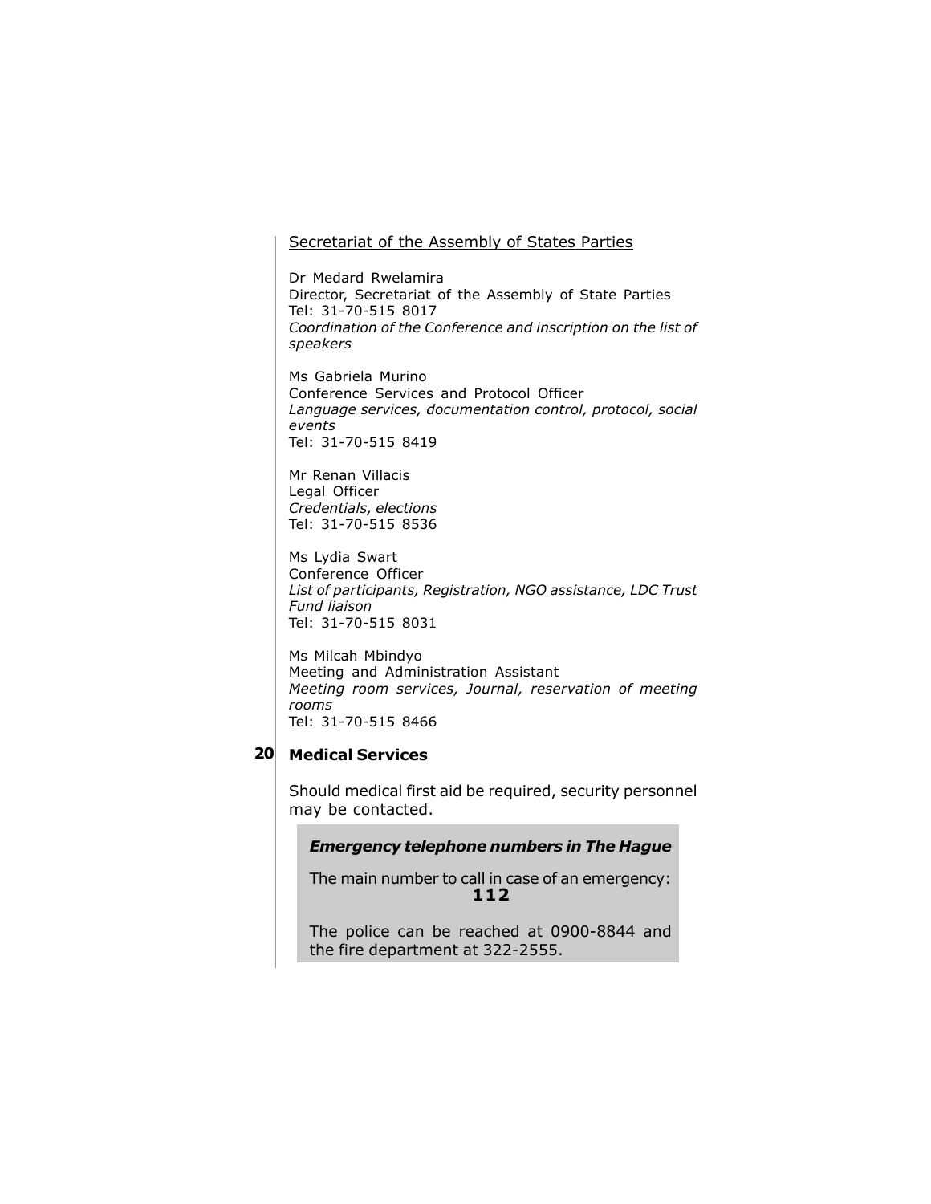Secretariat of the Assembly of States Parties

Dr Medard Rwelamira
Director, Secretariat of the Assembly of State Parties
Tel: 31-70-515 8017
*Coordination of the Conference and inscription on the list of speakers*

Ms Gabriela Murino
Conference Services and Protocol Officer
*Language services, documentation control, protocol, social events*
Tel: 31-70-515 8419

Mr Renan Villacis
Legal Officer
*Credentials, elections*
Tel: 31-70-515 8536

Ms Lydia Swart
Conference Officer
*List of participants, Registration, NGO assistance, LDC Trust Fund liaison*
Tel: 31-70-515 8031

Ms Milcah Mbindyo
Meeting and Administration Assistant
*Meeting room services, Journal, reservation of meeting rooms*
Tel: 31-70-515 8466

## 20 Medical Services

Should medical first aid be required, security personnel may be contacted.

***Emergency telephone numbers in The Hague***

The main number to call in case of an emergency:
**112**

The police can be reached at 0900-8844 and the fire department at 322-2555.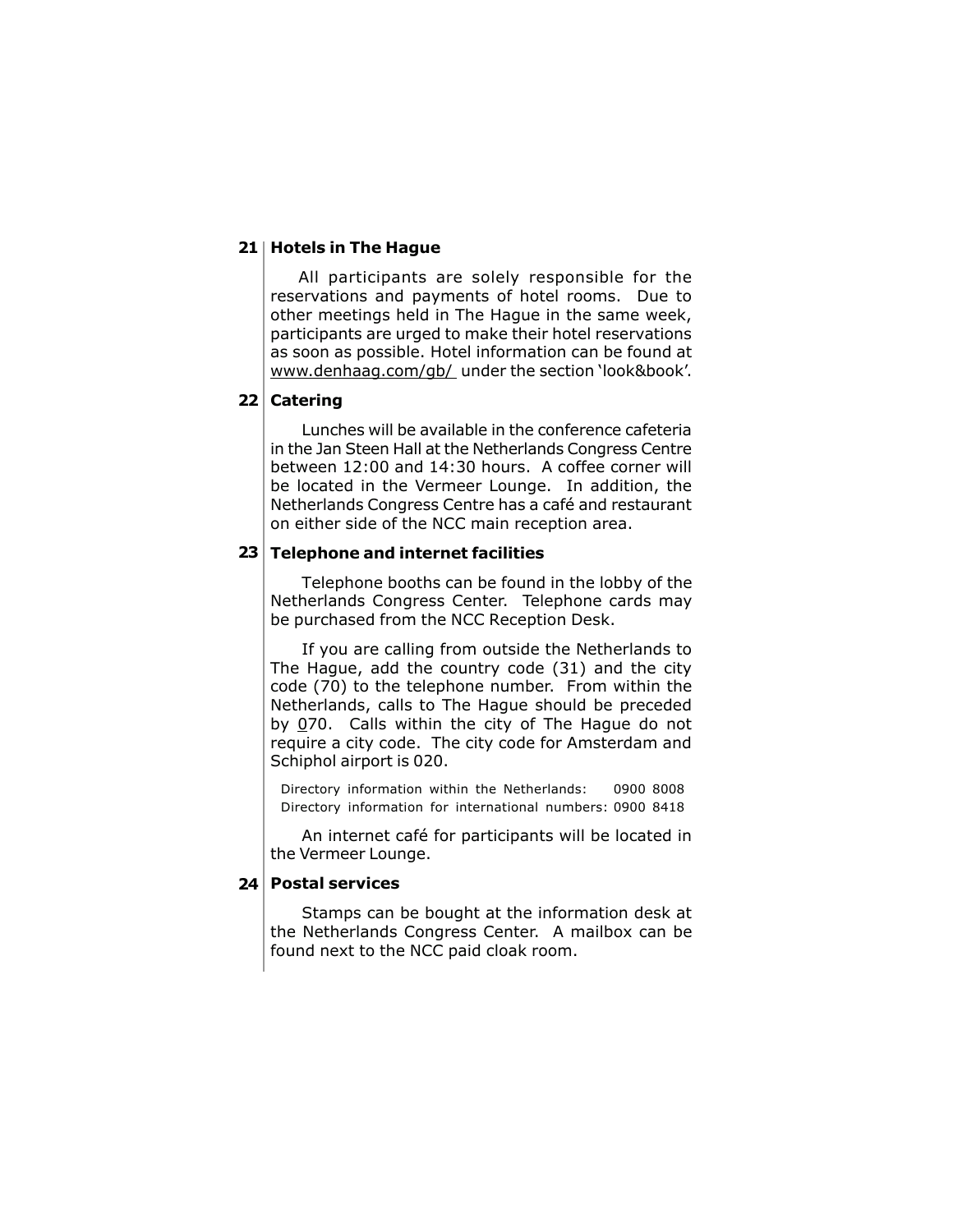## 21 Hotels in The Hague

All participants are solely responsible for the reservations and payments of hotel rooms. Due to other meetings held in The Hague in the same week, participants are urged to make their hotel reservations as soon as possible. Hotel information can be found at www.denhaag.com/gb/ under the section 'look&book'.

## 22 Catering

Lunches will be available in the conference cafeteria in the Jan Steen Hall at the Netherlands Congress Centre between 12:00 and 14:30 hours. A coffee corner will be located in the Vermeer Lounge. In addition, the Netherlands Congress Centre has a café and restaurant on either side of the NCC main reception area.

## 23 Telephone and internet facilities

Telephone booths can be found in the lobby of the Netherlands Congress Center. Telephone cards may be purchased from the NCC Reception Desk.

If you are calling from outside the Netherlands to The Hague, add the country code (31) and the city code (70) to the telephone number. From within the Netherlands, calls to The Hague should be preceded by 070. Calls within the city of The Hague do not require a city code. The city code for Amsterdam and Schiphol airport is 020.

Directory information within the Netherlands: 0900 8008
Directory information for international numbers: 0900 8418

An internet café for participants will be located in the Vermeer Lounge.

## 24 Postal services

Stamps can be bought at the information desk at the Netherlands Congress Center. A mailbox can be found next to the NCC paid cloak room.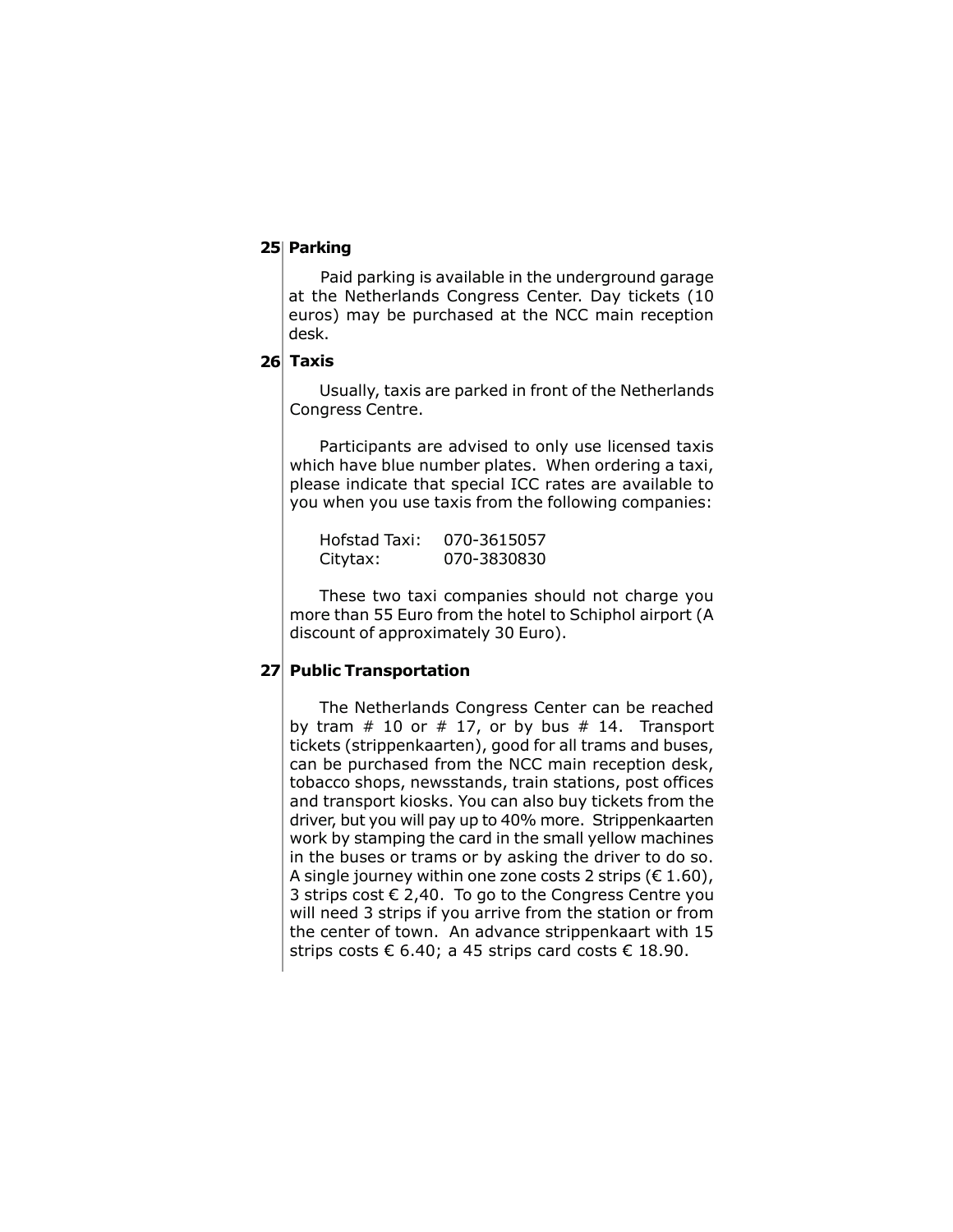## 25 Parking

Paid parking is available in the underground garage at the Netherlands Congress Center. Day tickets (10 euros) may be purchased at the NCC main reception desk.

## 26 Taxis

Usually, taxis are parked in front of the Netherlands Congress Centre.

Participants are advised to only use licensed taxis which have blue number plates. When ordering a taxi, please indicate that special ICC rates are available to you when you use taxis from the following companies:

Hofstad Taxi: 070-3615057
Citytax: 070-3830830

These two taxi companies should not charge you more than 55 Euro from the hotel to Schiphol airport (A discount of approximately 30 Euro).

## 27 Public Transportation

The Netherlands Congress Center can be reached by tram # 10 or # 17, or by bus # 14. Transport tickets (strippenkaarten), good for all trams and buses, can be purchased from the NCC main reception desk, tobacco shops, newsstands, train stations, post offices and transport kiosks. You can also buy tickets from the driver, but you will pay up to 40% more. Strippenkaarten work by stamping the card in the small yellow machines in the buses or trams or by asking the driver to do so. A single journey within one zone costs 2 strips (€ 1.60), 3 strips cost € 2,40. To go to the Congress Centre you will need 3 strips if you arrive from the station or from the center of town. An advance strippenkaart with 15 strips costs € 6.40; a 45 strips card costs € 18.90.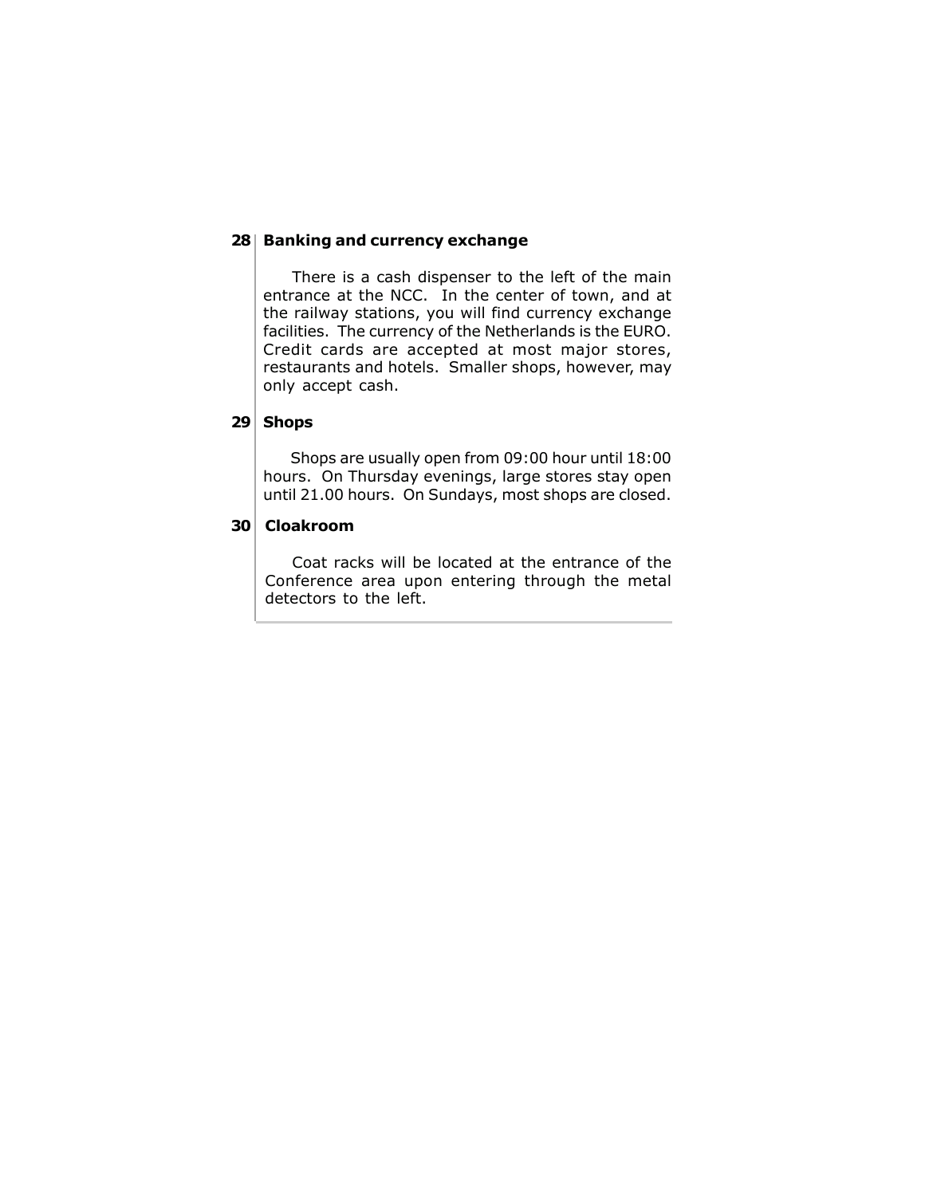## 28 Banking and currency exchange

There is a cash dispenser to the left of the main entrance at the NCC. In the center of town, and at the railway stations, you will find currency exchange facilities. The currency of the Netherlands is the EURO. Credit cards are accepted at most major stores, restaurants and hotels. Smaller shops, however, may only accept cash.

## 29 Shops

Shops are usually open from 09:00 hour until 18:00 hours. On Thursday evenings, large stores stay open until 21.00 hours. On Sundays, most shops are closed.

## 30 Cloakroom

Coat racks will be located at the entrance of the Conference area upon entering through the metal detectors to the left.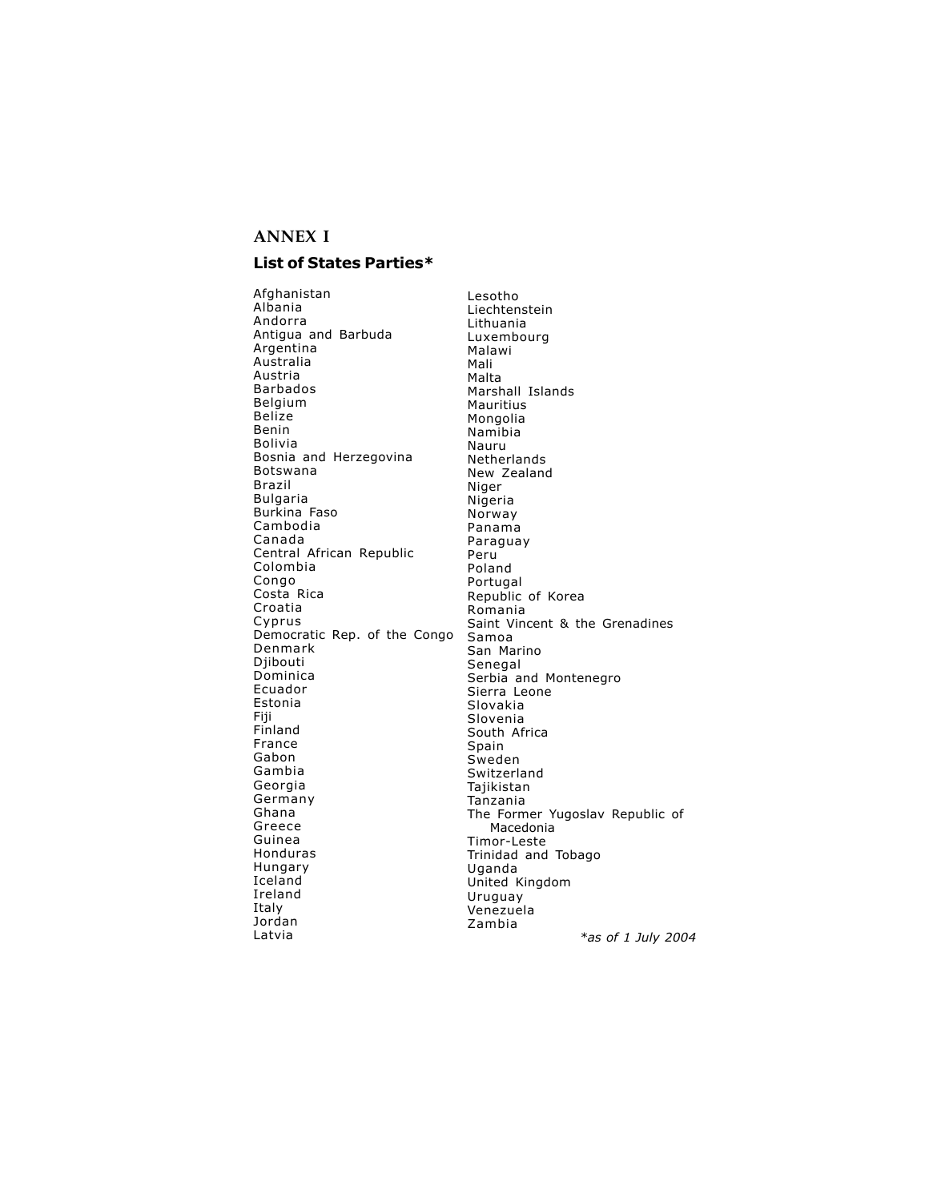## ANNEX I

### List of States Parties*

Afghanistan
Albania
Andorra
Antigua and Barbuda
Argentina
Australia
Austria
Barbados
Belgium
Belize
Benin
Bolivia
Bosnia and Herzegovina
Botswana
Brazil
Bulgaria
Burkina Faso
Cambodia
Canada
Central African Republic
Colombia
Congo
Costa Rica
Croatia
Cyprus
Democratic Rep. of the Congo
Denmark
Djibouti
Dominica
Ecuador
Estonia
Fiji
Finland
France
Gabon
Gambia
Georgia
Germany
Ghana
Greece
Guinea
Honduras
Hungary
Iceland
Ireland
Italy
Jordan
Latvia
Lesotho
Liechtenstein
Lithuania
Luxembourg
Malawi
Mali
Malta
Marshall Islands
Mauritius
Mongolia
Namibia
Nauru
Netherlands
New Zealand
Niger
Nigeria
Norway
Panama
Paraguay
Peru
Poland
Portugal
Republic of Korea
Romania
Saint Vincent & the Grenadines
Samoa
San Marino
Senegal
Serbia and Montenegro
Sierra Leone
Slovakia
Slovenia
South Africa
Spain
Sweden
Switzerland
Tajikistan
Tanzania
The Former Yugoslav Republic of Macedonia
Timor-Leste
Trinidad and Tobago
Uganda
United Kingdom
Uruguay
Venezuela
Zambia

*\*as of 1 July 2004*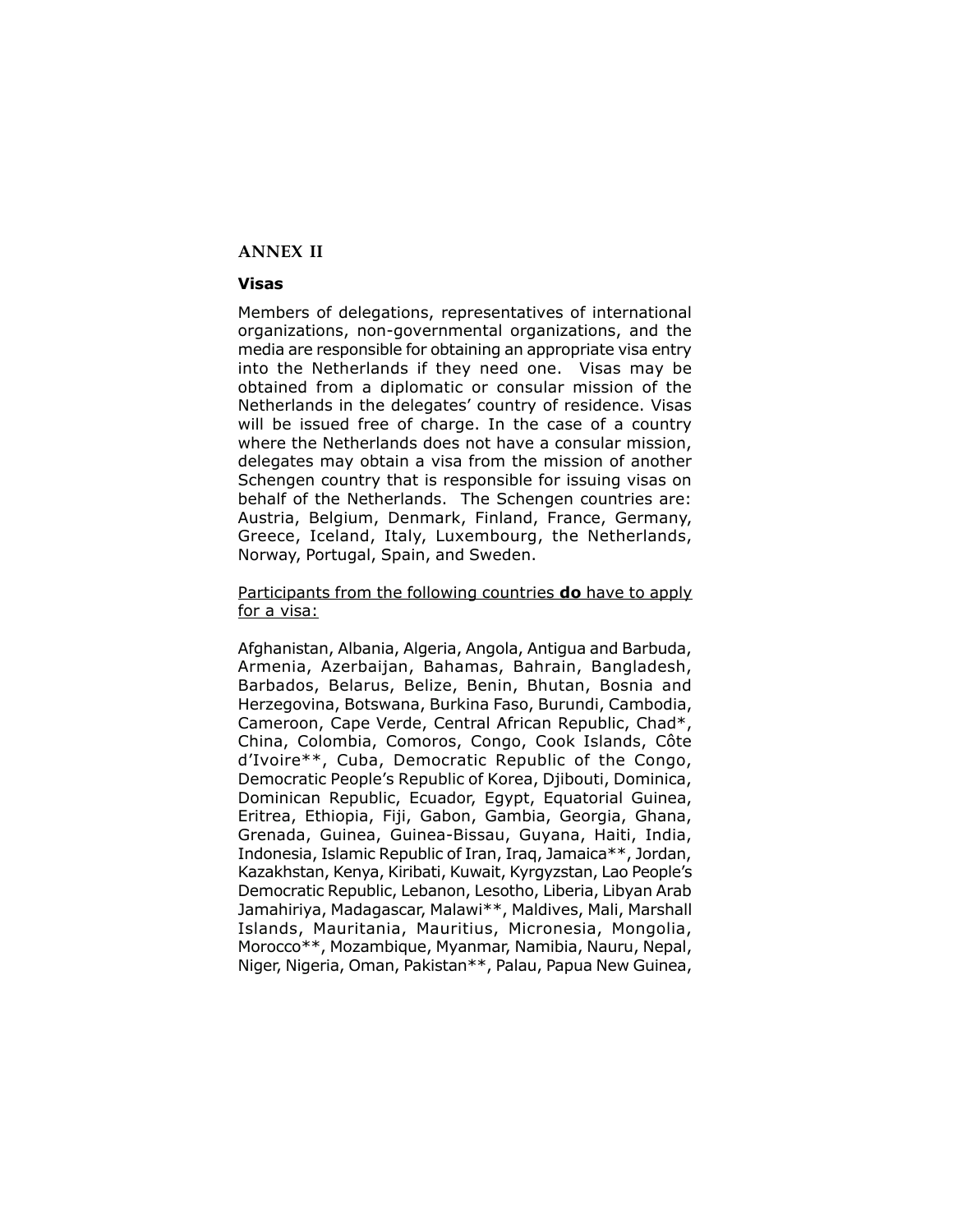## ANNEX II

### Visas

Members of delegations, representatives of international organizations, non-governmental organizations, and the media are responsible for obtaining an appropriate visa entry into the Netherlands if they need one. Visas may be obtained from a diplomatic or consular mission of the Netherlands in the delegates' country of residence. Visas will be issued free of charge. In the case of a country where the Netherlands does not have a consular mission, delegates may obtain a visa from the mission of another Schengen country that is responsible for issuing visas on behalf of the Netherlands. The Schengen countries are: Austria, Belgium, Denmark, Finland, France, Germany, Greece, Iceland, Italy, Luxembourg, the Netherlands, Norway, Portugal, Spain, and Sweden.

<u>Participants from the following countries **do** have to apply for a visa:</u>

Afghanistan, Albania, Algeria, Angola, Antigua and Barbuda, Armenia, Azerbaijan, Bahamas, Bahrain, Bangladesh, Barbados, Belarus, Belize, Benin, Bhutan, Bosnia and Herzegovina, Botswana, Burkina Faso, Burundi, Cambodia, Cameroon, Cape Verde, Central African Republic, Chad*, China, Colombia, Comoros, Congo, Cook Islands, Côte d'Ivoire**, Cuba, Democratic Republic of the Congo, Democratic People's Republic of Korea, Djibouti, Dominica, Dominican Republic, Ecuador, Egypt, Equatorial Guinea, Eritrea, Ethiopia, Fiji, Gabon, Gambia, Georgia, Ghana, Grenada, Guinea, Guinea-Bissau, Guyana, Haiti, India, Indonesia, Islamic Republic of Iran, Iraq, Jamaica**, Jordan, Kazakhstan, Kenya, Kiribati, Kuwait, Kyrgyzstan, Lao People's Democratic Republic, Lebanon, Lesotho, Liberia, Libyan Arab Jamahiriya, Madagascar, Malawi**, Maldives, Mali, Marshall Islands, Mauritania, Mauritius, Micronesia, Mongolia, Morocco**, Mozambique, Myanmar, Namibia, Nauru, Nepal, Niger, Nigeria, Oman, Pakistan**, Palau, Papua New Guinea,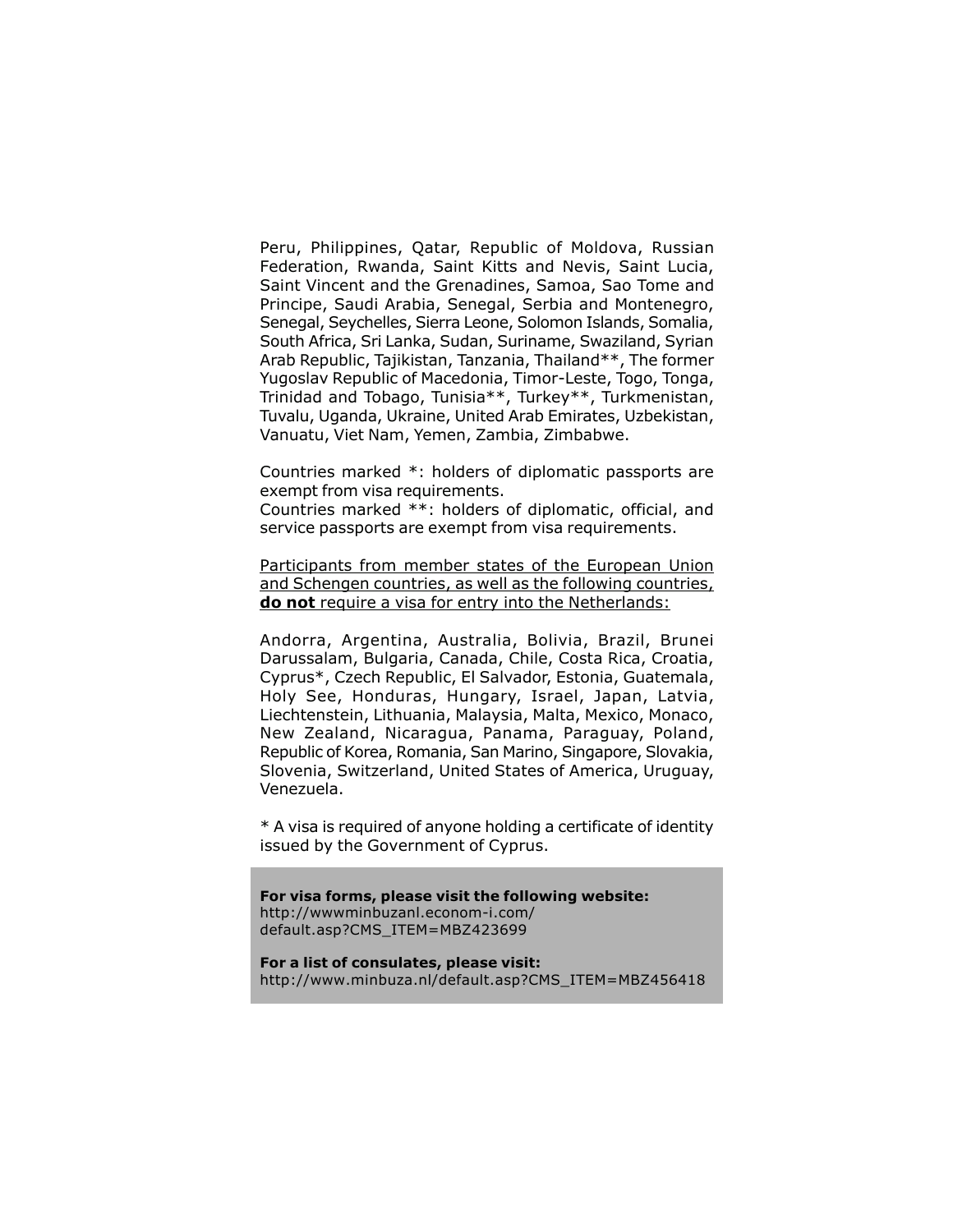Peru, Philippines, Qatar, Republic of Moldova, Russian Federation, Rwanda, Saint Kitts and Nevis, Saint Lucia, Saint Vincent and the Grenadines, Samoa, Sao Tome and Principe, Saudi Arabia, Senegal, Serbia and Montenegro, Senegal, Seychelles, Sierra Leone, Solomon Islands, Somalia, South Africa, Sri Lanka, Sudan, Suriname, Swaziland, Syrian Arab Republic, Tajikistan, Tanzania, Thailand**, The former Yugoslav Republic of Macedonia, Timor-Leste, Togo, Tonga, Trinidad and Tobago, Tunisia**, Turkey**, Turkmenistan, Tuvalu, Uganda, Ukraine, United Arab Emirates, Uzbekistan, Vanuatu, Viet Nam, Yemen, Zambia, Zimbabwe.

Countries marked *: holders of diplomatic passports are exempt from visa requirements.
Countries marked **: holders of diplomatic, official, and service passports are exempt from visa requirements.

<u>Participants from member states of the European Union and Schengen countries, as well as the following countries, **do not** require a visa for entry into the Netherlands:</u>

Andorra, Argentina, Australia, Bolivia, Brazil, Brunei Darussalam, Bulgaria, Canada, Chile, Costa Rica, Croatia, Cyprus*, Czech Republic, El Salvador, Estonia, Guatemala, Holy See, Honduras, Hungary, Israel, Japan, Latvia, Liechtenstein, Lithuania, Malaysia, Malta, Mexico, Monaco, New Zealand, Nicaragua, Panama, Paraguay, Poland, Republic of Korea, Romania, San Marino, Singapore, Slovakia, Slovenia, Switzerland, United States of America, Uruguay, Venezuela.

* A visa is required of anyone holding a certificate of identity issued by the Government of Cyprus.

**For visa forms, please visit the following website:**
http://wwwminbuzanl.econom-i.com/default.asp?CMS_ITEM=MBZ423699

**For a list of consulates, please visit:**
http://www.minbuza.nl/default.asp?CMS_ITEM=MBZ456418